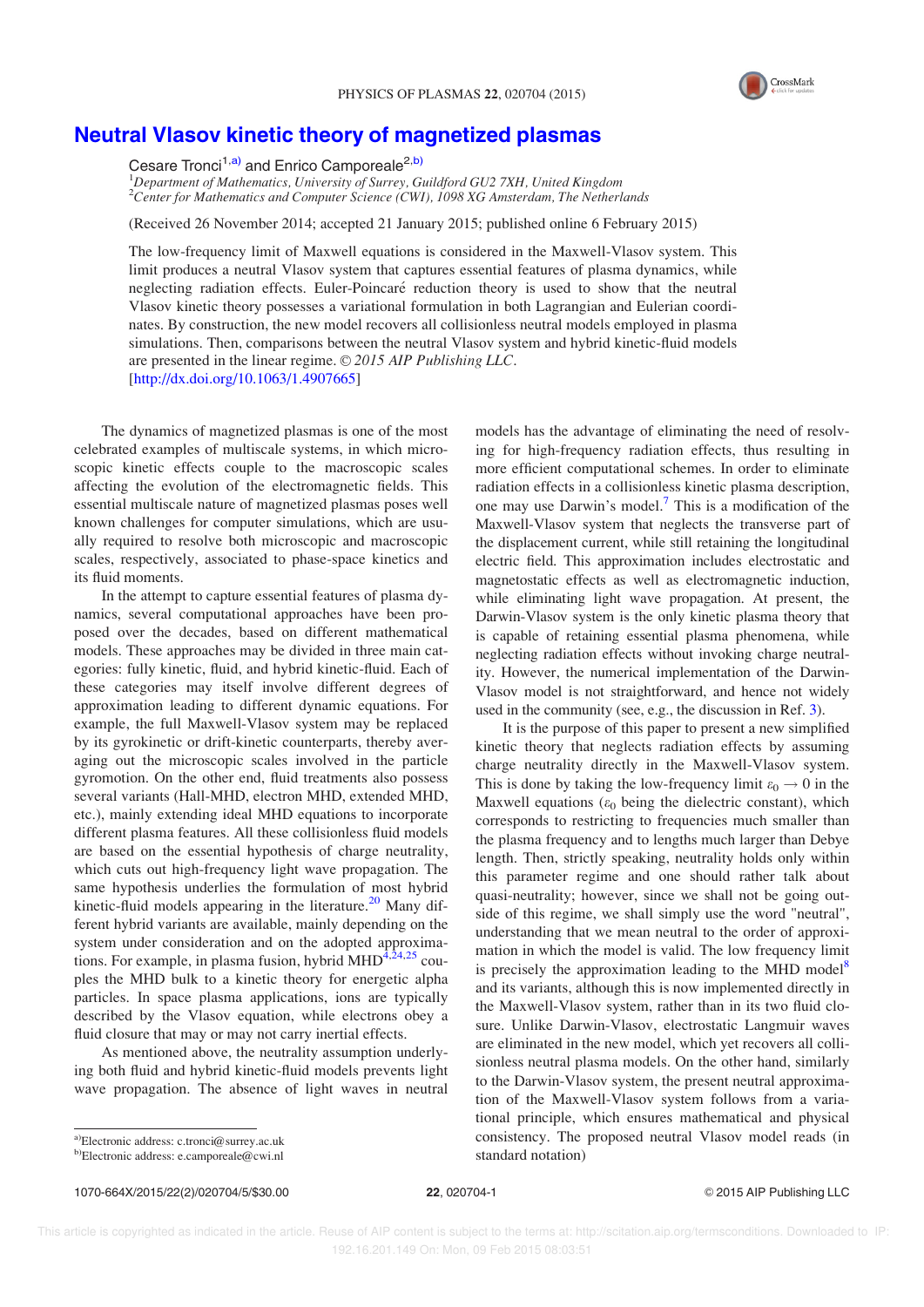# Neutral Vlasov kinetic theory of magnetized plasmas

Cesare Tronci[1,a)] and Enrico Camporeale[2,b)]

[1]Department of Mathematics, University of Surrey, Guildford GU2 7XH, United Kingdom
[2]Center for Mathematics and Computer Science (CWI), 1098 XG Amsterdam, The Netherlands

(Received 26 November 2014; accepted 21 January 2015; published online 6 February 2015)

The low-frequency limit of Maxwell equations is considered in the Maxwell-Vlasov system. This limit produces a neutral Vlasov system that captures essential features of plasma dynamics, while neglecting radiation effects. Euler-Poincaré reduction theory is used to show that the neutral Vlasov kinetic theory possesses a variational formulation in both Lagrangian and Eulerian coordinates. By construction, the new model recovers all collisionless neutral models employed in plasma simulations. Then, comparisons between the neutral Vlasov system and hybrid kinetic-fluid models are presented in the linear regime. © 2015 AIP Publishing LLC. [http://dx.doi.org/10.1063/1.4907665]

The dynamics of magnetized plasmas is one of the most celebrated examples of multiscale systems, in which microscopic kinetic effects couple to the macroscopic scales affecting the evolution of the electromagnetic fields. This essential multiscale nature of magnetized plasmas poses well known challenges for computer simulations, which are usually required to resolve both microscopic and macroscopic scales, respectively, associated to phase-space kinetics and its fluid moments.

In the attempt to capture essential features of plasma dynamics, several computational approaches have been proposed over the decades, based on different mathematical models. These approaches may be divided in three main categories: fully kinetic, fluid, and hybrid kinetic-fluid. Each of these categories may itself involve different degrees of approximation leading to different dynamic equations. For example, the full Maxwell-Vlasov system may be replaced by its gyrokinetic or drift-kinetic counterparts, thereby averaging out the microscopic scales involved in the particle gyromotion. On the other end, fluid treatments also possess several variants (Hall-MHD, electron MHD, extended MHD, etc.), mainly extending ideal MHD equations to incorporate different plasma features. All these collisionless fluid models are based on the essential hypothesis of charge neutrality, which cuts out high-frequency light wave propagation. The same hypothesis underlies the formulation of most hybrid kinetic-fluid models appearing in the literature.[20] Many different hybrid variants are available, mainly depending on the system under consideration and on the adopted approximations. For example, in plasma fusion, hybrid MHD[4,24,25] couples the MHD bulk to a kinetic theory for energetic alpha particles. In space plasma applications, ions are typically described by the Vlasov equation, while electrons obey a fluid closure that may or may not carry inertial effects.

As mentioned above, the neutrality assumption underlying both fluid and hybrid kinetic-fluid models prevents light wave propagation. The absence of light waves in neutral models has the advantage of eliminating the need of resolving for high-frequency radiation effects, thus resulting in more efficient computational schemes. In order to eliminate radiation effects in a collisionless kinetic plasma description, one may use Darwin's model.[7] This is a modification of the Maxwell-Vlasov system that neglects the transverse part of the displacement current, while still retaining the longitudinal electric field. This approximation includes electrostatic and magnetostatic effects as well as electromagnetic induction, while eliminating light wave propagation. At present, the Darwin-Vlasov system is the only kinetic plasma theory that is capable of retaining essential plasma phenomena, while neglecting radiation effects without invoking charge neutrality. However, the numerical implementation of the Darwin-Vlasov model is not straightforward, and hence not widely used in the community (see, e.g., the discussion in Ref. 3).

It is the purpose of this paper to present a new simplified kinetic theory that neglects radiation effects by assuming charge neutrality directly in the Maxwell-Vlasov system. This is done by taking the low-frequency limit $\varepsilon_0 \to 0$ in the Maxwell equations ($\varepsilon_0$ being the dielectric constant), which corresponds to restricting to frequencies much smaller than the plasma frequency and to lengths much larger than Debye length. Then, strictly speaking, neutrality holds only within this parameter regime and one should rather talk about quasi-neutrality; however, since we shall not be going outside of this regime, we shall simply use the word "neutral", understanding that we mean neutral to the order of approximation in which the model is valid. The low frequency limit is precisely the approximation leading to the MHD model[8] and its variants, although this is now implemented directly in the Maxwell-Vlasov system, rather than in its two fluid closure. Unlike Darwin-Vlasov, electrostatic Langmuir waves are eliminated in the new model, which yet recovers all collisionless neutral plasma models. On the other hand, similarly to the Darwin-Vlasov system, the present neutral approximation of the Maxwell-Vlasov system follows from a variational principle, which ensures mathematical and physical consistency. The proposed neutral Vlasov model reads (in standard notation)

a)Electronic address: c.tronci@surrey.ac.uk
b)Electronic address: e.camporeale@cwi.nl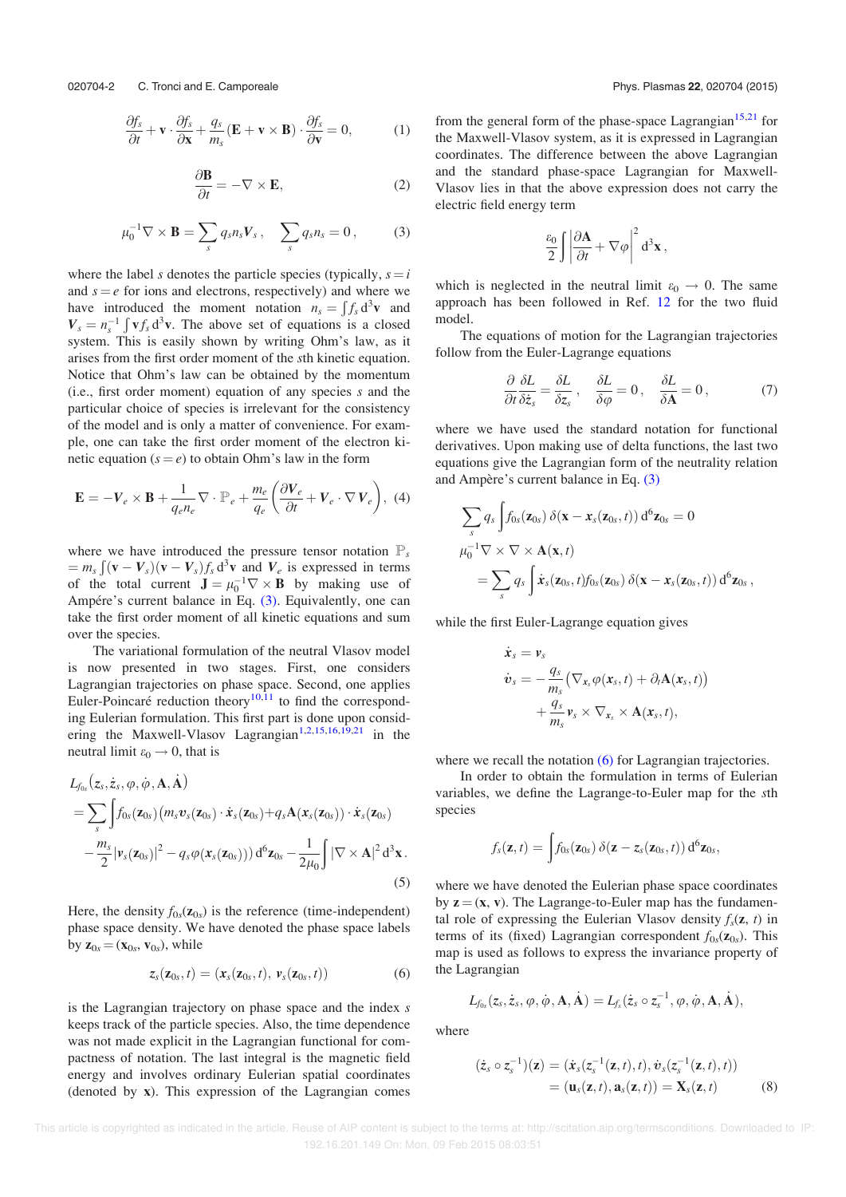$$\frac{\partial f_s}{\partial t} + \mathbf{v} \cdot \frac{\partial f_s}{\partial \mathbf{x}} + \frac{q_s}{m_s}(\mathbf{E} + \mathbf{v} \times \mathbf{B}) \cdot \frac{\partial f_s}{\partial \mathbf{v}} = 0, \tag{1}$$

$$\frac{\partial \mathbf{B}}{\partial t} = -\nabla \times \mathbf{E}, \tag{2}$$

$$\mu_0^{-1} \nabla \times \mathbf{B} = \sum_s q_s n_s \boldsymbol{V}_s\,, \quad \sum_s q_s n_s = 0\,, \tag{3}$$

where the label $s$ denotes the particle species (typically, $s = i$ and $s = e$ for ions and electrons, respectively) and where we have introduced the moment notation $n_s = \int f_s \, d^3\mathbf{v}$ and $\boldsymbol{V}_s = n_s^{-1} \int \mathbf{v} f_s \, d^3\mathbf{v}$. The above set of equations is a closed system. This is easily shown by writing Ohm's law, as it arises from the first order moment of the $s$th kinetic equation. Notice that Ohm's law can be obtained by the momentum (i.e., first order moment) equation of any species $s$ and the particular choice of species is irrelevant for the consistency of the model and is only a matter of convenience. For example, one can take the first order moment of the electron kinetic equation ($s = e$) to obtain Ohm's law in the form

$$\mathbf{E} = -\boldsymbol{V}_e \times \mathbf{B} + \frac{1}{q_e n_e} \nabla \cdot \mathbb{P}_e + \frac{m_e}{q_e}\left(\frac{\partial \boldsymbol{V}_e}{\partial t} + \boldsymbol{V}_e \cdot \nabla \boldsymbol{V}_e\right), \tag{4}$$

where we have introduced the pressure tensor notation $\mathbb{P}_s = m_s \int (\mathbf{v} - \boldsymbol{V}_s)(\mathbf{v} - \boldsymbol{V}_s) f_s \, d^3\mathbf{v}$ and $\boldsymbol{V}_e$ is expressed in terms of the total current $\mathbf{J} = \mu_0^{-1} \nabla \times \mathbf{B}$ by making use of Ampére's current balance in Eq. (3). Equivalently, one can take the first order moment of all kinetic equations and sum over the species.

The variational formulation of the neutral Vlasov model is now presented in two stages. First, one considers Lagrangian trajectories on phase space. Second, one applies Euler-Poincaré reduction theory[10,11] to find the corresponding Eulerian formulation. This first part is done upon considering the Maxwell-Vlasov Lagrangian[1,2,15,16,19,21] in the neutral limit $\varepsilon_0 \to 0$, that is

$$\begin{aligned}
&L_{f_{0s}}\big(z_s, \dot{z}_s, \varphi, \dot{\varphi}, \mathbf{A}, \dot{\mathbf{A}}\big) \\
&= \sum_s \int f_{0s}(\mathbf{z}_{0s}) \big(m_s \boldsymbol{v}_s(\mathbf{z}_{0s}) \cdot \dot{\boldsymbol{x}}_s(\mathbf{z}_{0s}) + q_s \mathbf{A}(\boldsymbol{x}_s(\mathbf{z}_{0s})) \cdot \dot{\boldsymbol{x}}_s(\mathbf{z}_{0s}) \\
&\quad - \frac{m_s}{2} |\boldsymbol{v}_s(\mathbf{z}_{0s})|^2 - q_s \varphi(\boldsymbol{x}_s(\mathbf{z}_{0s}))\big) \, d^6\mathbf{z}_{0s} - \frac{1}{2\mu_0} \int |\nabla \times \mathbf{A}|^2 \, d^3\mathbf{x}.
\end{aligned} \tag{5}$$

Here, the density $f_{0s}(\mathbf{z}_{0s})$ is the reference (time-independent) phase space density. We have denoted the phase space labels by $\mathbf{z}_{0s} = (\mathbf{x}_{0s}, \mathbf{v}_{0s})$, while

$$z_s(\mathbf{z}_{0s}, t) = (\boldsymbol{x}_s(\mathbf{z}_{0s}, t), \, \boldsymbol{v}_s(\mathbf{z}_{0s}, t)) \tag{6}$$

is the Lagrangian trajectory on phase space and the index $s$ keeps track of the particle species. Also, the time dependence was not made explicit in the Lagrangian functional for compactness of notation. The last integral is the magnetic field energy and involves ordinary Eulerian spatial coordinates (denoted by $\mathbf{x}$). This expression of the Lagrangian comes from the general form of the phase-space Lagrangian[15,21] for the Maxwell-Vlasov system, as it is expressed in Lagrangian coordinates. The difference between the above Lagrangian and the standard phase-space Lagrangian for Maxwell-Vlasov lies in that the above expression does not carry the electric field energy term

$$\frac{\varepsilon_0}{2} \int \left| \frac{\partial \mathbf{A}}{\partial t} + \nabla \varphi \right|^2 d^3\mathbf{x}\,,$$

which is neglected in the neutral limit $\varepsilon_0 \to 0$. The same approach has been followed in Ref. 12 for the two fluid model.

The equations of motion for the Lagrangian trajectories follow from the Euler-Lagrange equations

$$\frac{\partial}{\partial t} \frac{\delta L}{\delta \dot{z}_s} = \frac{\delta L}{\delta z_s}\,, \quad \frac{\delta L}{\delta \varphi} = 0\,, \quad \frac{\delta L}{\delta \mathbf{A}} = 0\,, \tag{7}$$

where we have used the standard notation for functional derivatives. Upon making use of delta functions, the last two equations give the Lagrangian form of the neutrality relation and Ampère's current balance in Eq. (3)

$$\begin{aligned}
&\sum_s q_s \int f_{0s}(\mathbf{z}_{0s}) \, \delta(\mathbf{x} - \boldsymbol{x}_s(\mathbf{z}_{0s}, t)) \, d^6\mathbf{z}_{0s} = 0 \\
&\mu_0^{-1} \nabla \times \nabla \times \mathbf{A}(\mathbf{x}, t) \\
&\quad = \sum_s q_s \int \dot{\boldsymbol{x}}_s(\mathbf{z}_{0s}, t) f_{0s}(\mathbf{z}_{0s}) \, \delta(\mathbf{x} - \boldsymbol{x}_s(\mathbf{z}_{0s}, t)) \, d^6\mathbf{z}_{0s}\,,
\end{aligned}$$

while the first Euler-Lagrange equation gives

$$\begin{aligned}
\dot{\boldsymbol{x}}_s &= \boldsymbol{v}_s \\
\dot{\boldsymbol{v}}_s &= -\frac{q_s}{m_s}\big(\nabla_{\boldsymbol{x}_s} \varphi(\boldsymbol{x}_s, t) + \partial_t \mathbf{A}(\boldsymbol{x}_s, t)\big) \\
&\quad + \frac{q_s}{m_s} \boldsymbol{v}_s \times \nabla_{\boldsymbol{x}_s} \times \mathbf{A}(\boldsymbol{x}_s, t),
\end{aligned}$$

where we recall the notation (6) for Lagrangian trajectories.

In order to obtain the formulation in terms of Eulerian variables, we define the Lagrange-to-Euler map for the $s$th species

$$f_s(\mathbf{z}, t) = \int f_{0s}(\mathbf{z}_{0s}) \, \delta(\mathbf{z} - z_s(\mathbf{z}_{0s}, t)) \, d^6\mathbf{z}_{0s},$$

where we have denoted the Eulerian phase space coordinates by $\mathbf{z} = (\mathbf{x}, \mathbf{v})$. The Lagrange-to-Euler map has the fundamental role of expressing the Eulerian Vlasov density $f_s(\mathbf{z}, t)$ in terms of its (fixed) Lagrangian correspondent $f_{0s}(\mathbf{z}_{0s})$. This map is used as follows to express the invariance property of the Lagrangian

$$L_{f_{0s}}(z_s, \dot{z}_s, \varphi, \dot{\varphi}, \mathbf{A}, \dot{\mathbf{A}}) = L_{f_s}(\dot{z}_s \circ z_s^{-1}, \varphi, \dot{\varphi}, \mathbf{A}, \dot{\mathbf{A}}),$$

where

$$\begin{aligned}
(\dot{z}_s \circ z_s^{-1})(\mathbf{z}) &= (\dot{\boldsymbol{x}}_s(z_s^{-1}(\mathbf{z}, t), t), \dot{\boldsymbol{v}}_s(z_s^{-1}(\mathbf{z}, t), t)) \\
&= (\mathbf{u}_s(\mathbf{z}, t), \mathbf{a}_s(\mathbf{z}, t)) = \mathbf{X}_s(\mathbf{z}, t)
\end{aligned} \tag{8}$$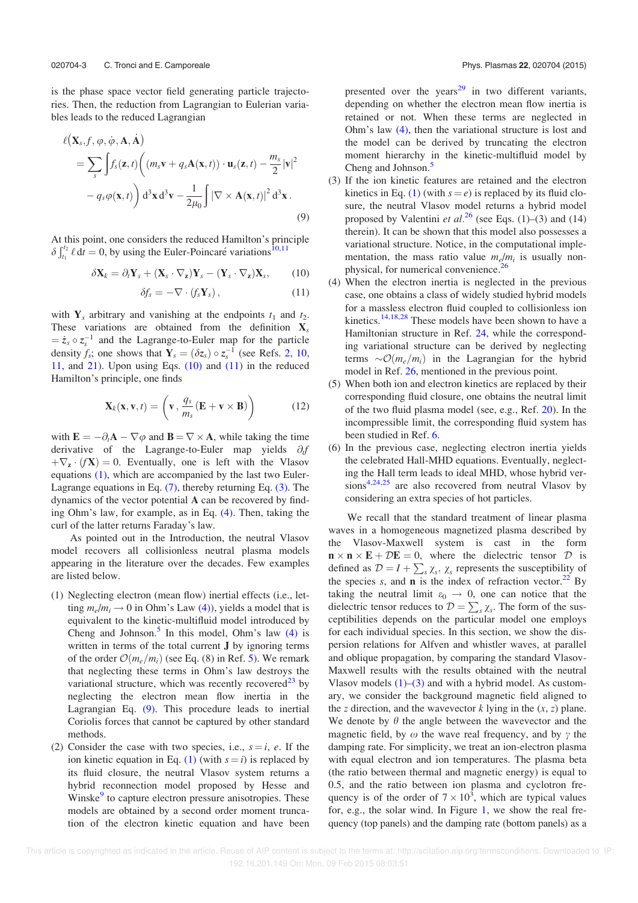is the phase space vector field generating particle trajectories. Then, the reduction from Lagrangian to Eulerian variables leads to the reduced Lagrangian

$$
\begin{aligned}
\ell\big(\mathbf{X}_s, f, \varphi, \dot{\varphi}, \mathbf{A}, \dot{\mathbf{A}}\big)
&= \sum_s \int f_s(\mathbf{z},t)\bigg( \left(m_s \mathbf{v} + q_s \mathbf{A}(\mathbf{x},t)\right)\cdot \mathbf{u}_s(\mathbf{z},t) - \frac{m_s}{2}|\mathbf{v}|^2 \\
&\quad - q_s \varphi(\mathbf{x},t)\bigg)\, \mathrm{d}^3\mathbf{x}\, \mathrm{d}^3\mathbf{v} - \frac{1}{2\mu_0}\int |\nabla\times \mathbf{A}(\mathbf{x},t)|^2\, \mathrm{d}^3\mathbf{x}\,.
\end{aligned}
\tag{9}
$$

At this point, one considers the reduced Hamilton's principle $\delta\int_{t_1}^{t_2} \ell\, \mathrm{d}t = 0$, by using the Euler-Poincaré variations[10,11]

$$
\delta \mathbf{X}_k = \partial_t \mathbf{Y}_s + (\mathbf{X}_s\cdot\nabla_{\mathbf{z}})\mathbf{Y}_s - (\mathbf{Y}_s\cdot\nabla_{\mathbf{z}})\mathbf{X}_s, \tag{10}
$$

$$
\delta f_s = -\nabla\cdot(f_s \mathbf{Y}_s)\,, \tag{11}
$$

with $\mathbf{Y}_s$ arbitrary and vanishing at the endpoints $t_1$ and $t_2$. These variations are obtained from the definition $\mathbf{X}_s = \dot{z}_s \circ z_s^{-1}$ and the Lagrange-to-Euler map for the particle density $f_s$; one shows that $\mathbf{Y}_s = (\delta z_s)\circ z_s^{-1}$ (see Refs. 2, 10, 11, and 21). Upon using Eqs. (10) and (11) in the reduced Hamilton's principle, one finds

$$
\mathbf{X}_k(\mathbf{x},\mathbf{v},t) = \left(\mathbf{v}\,, \frac{q_s}{m_s}(\mathbf{E} + \mathbf{v}\times\mathbf{B})\right) \tag{12}
$$

with $\mathbf{E} = -\partial_t \mathbf{A} - \nabla\varphi$ and $\mathbf{B} = \nabla\times\mathbf{A}$, while taking the time derivative of the Lagrange-to-Euler map yields $\partial_t f + \nabla_{\mathbf{z}}\cdot(f\mathbf{X}) = 0$. Eventually, one is left with the Vlasov equations (1), which are accompanied by the last two Euler-Lagrange equations in Eq. (7), thereby returning Eq. (3). The dynamics of the vector potential $\mathbf{A}$ can be recovered by finding Ohm's law, for example, as in Eq. (4). Then, taking the curl of the latter returns Faraday's law.

As pointed out in the Introduction, the neutral Vlasov model recovers all collisionless neutral plasma models appearing in the literature over the decades. Few examples are listed below.

1. Neglecting electron (mean flow) inertial effects (i.e., letting $m_e/m_i \to 0$ in Ohm's Law (4)), yields a model that is equivalent to the kinetic-multifluid model introduced by Cheng and Johnson.[5] In this model, Ohm's law (4) is written in terms of the total current $\mathbf{J}$ by ignoring terms of the order $\mathcal{O}(m_e/m_i)$ (see Eq. (8) in Ref. 5). We remark that neglecting these terms in Ohm's law destroys the variational structure, which was recently recovered[23] by neglecting the electron mean flow inertia in the Lagrangian Eq. (9). This procedure leads to inertial Coriolis forces that cannot be captured by other standard methods.
2. Consider the case with two species, i.e., $s = i$, $e$. If the ion kinetic equation in Eq. (1) (with $s = i$) is replaced by its fluid closure, the neutral Vlasov system returns a hybrid reconnection model proposed by Hesse and Winske[9] to capture electron pressure anisotropies. These models are obtained by a second order moment truncation of the electron kinetic equation and have been presented over the years[29] in two different variants, depending on whether the electron mean flow inertia is retained or not. When these terms are neglected in Ohm's law (4), then the variational structure is lost and the model can be derived by truncating the electron moment hierarchy in the kinetic-multifluid model by Cheng and Johnson.[5]
3. If the ion kinetic features are retained and the electron kinetics in Eq. (1) (with $s = e$) is replaced by its fluid closure, the neutral Vlasov model returns a hybrid model proposed by Valentini *et al.*[26] (see Eqs. (1)–(3) and (14) therein). It can be shown that this model also possesses a variational structure. Notice, in the computational implementation, the mass ratio value $m_e/m_i$ is usually nonphysical, for numerical convenience.[26]
4. When the electron inertia is neglected in the previous case, one obtains a class of widely studied hybrid models for a massless electron fluid coupled to collisionless ion kinetics.[14,18,28] These models have been shown to have a Hamiltonian structure in Ref. 24, while the corresponding variational structure can be derived by neglecting terms $\sim\mathcal{O}(m_e/m_i)$ in the Lagrangian for the hybrid model in Ref. 26, mentioned in the previous point.
5. When both ion and electron kinetics are replaced by their corresponding fluid closure, one obtains the neutral limit of the two fluid plasma model (see, e.g., Ref. 20). In the incompressible limit, the corresponding fluid system has been studied in Ref. 6.
6. In the previous case, neglecting electron inertia yields the celebrated Hall-MHD equations. Eventually, neglecting the Hall term leads to ideal MHD, whose hybrid versions[4,24,25] are also recovered from neutral Vlasov by considering an extra species of hot particles.

We recall that the standard treatment of linear plasma waves in a homogeneous magnetized plasma described by the Vlasov-Maxwell system is cast in the form $\mathbf{n}\times\mathbf{n}\times\mathbf{E} + \mathcal{D}\mathbf{E} = 0$, where the dielectric tensor $\mathcal{D}$ is defined as $\mathcal{D} = I + \sum_s \chi_s$, $\chi_s$ represents the susceptibility of the species $s$, and $\mathbf{n}$ is the index of refraction vector.[22] By taking the neutral limit $\varepsilon_0 \to 0$, one can notice that the dielectric tensor reduces to $\mathcal{D} = \sum_s \chi_s$. The form of the susceptibilities depends on the particular model one employs for each individual species. In this section, we show the dispersion relations for Alfven and whistler waves, at parallel and oblique propagation, by comparing the standard Vlasov-Maxwell results with the results obtained with the neutral Vlasov models (1)–(3) and with a hybrid model. As customary, we consider the background magnetic field aligned to the $z$ direction, and the wavevector $k$ lying in the $(x, z)$ plane. We denote by $\theta$ the angle between the wavevector and the magnetic field, by $\omega$ the wave real frequency, and by $\gamma$ the damping rate. For simplicity, we treat an ion-electron plasma with equal electron and ion temperatures. The plasma beta (the ratio between thermal and magnetic energy) is equal to 0.5, and the ratio between ion plasma and cyclotron frequency is of the order of $7\times10^3$, which are typical values for, e.g., the solar wind. In Figure 1, we show the real frequency (top panels) and the damping rate (bottom panels) as a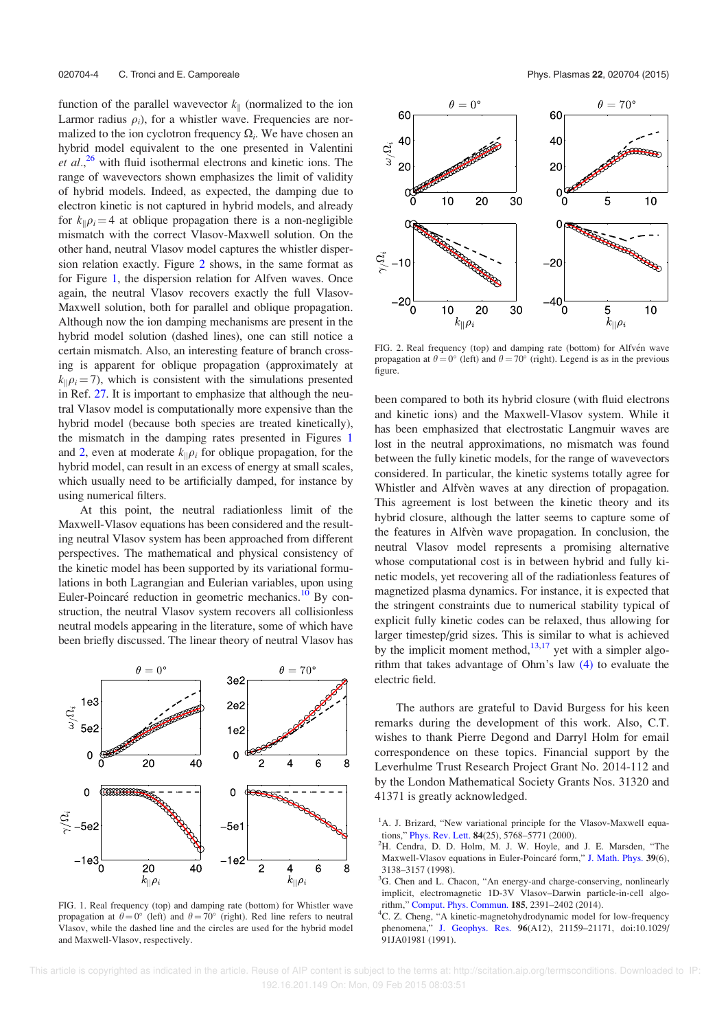function of the parallel wavevector $k_\parallel$ (normalized to the ion Larmor radius $\rho_i$), for a whistler wave. Frequencies are normalized to the ion cyclotron frequency $\Omega_i$. We have chosen an hybrid model equivalent to the one presented in Valentini *et al.*,[26] with fluid isothermal electrons and kinetic ions. The range of wavevectors shown emphasizes the limit of validity of hybrid models. Indeed, as expected, the damping due to electron kinetic is not captured in hybrid models, and already for $k_\parallel \rho_i = 4$ at oblique propagation there is a non-negligible mismatch with the correct Vlasov-Maxwell solution. On the other hand, neutral Vlasov model captures the whistler dispersion relation exactly. Figure 2 shows, in the same format as for Figure 1, the dispersion relation for Alfven waves. Once again, the neutral Vlasov recovers exactly the full Vlasov-Maxwell solution, both for parallel and oblique propagation. Although now the ion damping mechanisms are present in the hybrid model solution (dashed lines), one can still notice a certain mismatch. Also, an interesting feature of branch crossing is apparent for oblique propagation (approximately at $k_\parallel \rho_i = 7$), which is consistent with the simulations presented in Ref. 27. It is important to emphasize that although the neutral Vlasov model is computationally more expensive than the hybrid model (because both species are treated kinetically), the mismatch in the damping rates presented in Figures 1 and 2, even at moderate $k_\parallel \rho_i$ for oblique propagation, for the hybrid model, can result in an excess of energy at small scales, which usually need to be artificially damped, for instance by using numerical filters.

At this point, the neutral radiationless limit of the Maxwell-Vlasov equations has been considered and the resulting neutral Vlasov system has been approached from different perspectives. The mathematical and physical consistency of the kinetic model has been supported by its variational formulations in both Lagrangian and Eulerian variables, upon using Euler-Poincaré reduction in geometric mechanics.[10] By construction, the neutral Vlasov system recovers all collisionless neutral models appearing in the literature, some of which have been briefly discussed. The linear theory of neutral Vlasov has been compared to both its hybrid closure (with fluid electrons and kinetic ions) and the Maxwell-Vlasov system. While it has been emphasized that electrostatic Langmuir waves are lost in the neutral approximations, no mismatch was found between the fully kinetic models, for the range of wavevectors considered. In particular, the kinetic systems totally agree for Whistler and Alfvèn waves at any direction of propagation. This agreement is lost between the kinetic theory and its hybrid closure, although the latter seems to capture some of the features in Alfvèn wave propagation. In conclusion, the neutral Vlasov model represents a promising alternative whose computational cost is in between hybrid and fully kinetic models, yet recovering all of the radiationless features of magnetized plasma dynamics. For instance, it is expected that the stringent constraints due to numerical stability typical of explicit fully kinetic codes can be relaxed, thus allowing for larger timestep/grid sizes. This is similar to what is achieved by the implicit moment method,[13,17] yet with a simpler algorithm that takes advantage of Ohm's law (4) to evaluate the electric field.

FIG. 1. Real frequency (top) and damping rate (bottom) for Whistler wave propagation at $\theta = 0°$ (left) and $\theta = 70°$ (right). Red line refers to neutral Vlasov, while the dashed line and the circles are used for the hybrid model and Maxwell-Vlasov, respectively.

FIG. 2. Real frequency (top) and damping rate (bottom) for Alfvén wave propagation at $\theta = 0°$ (left) and $\theta = 70°$ (right). Legend is as in the previous figure.

The authors are grateful to David Burgess for his keen remarks during the development of this work. Also, C.T. wishes to thank Pierre Degond and Darryl Holm for email correspondence on these topics. Financial support by the Leverhulme Trust Research Project Grant No. 2014-112 and by the London Mathematical Society Grants Nos. 31320 and 41371 is greatly acknowledged.

[1] A. J. Brizard, "New variational principle for the Vlasov-Maxwell equations," Phys. Rev. Lett. **84**(25), 5768–5771 (2000).

[2] H. Cendra, D. D. Holm, M. J. W. Hoyle, and J. E. Marsden, "The Maxwell-Vlasov equations in Euler-Poincaré form," J. Math. Phys. **39**(6), 3138–3157 (1998).

[3] G. Chen and L. Chacon, "An energy-and charge-conserving, nonlinearly implicit, electromagnetic 1D-3V Vlasov–Darwin particle-in-cell algorithm," Comput. Phys. Commun. **185**, 2391–2402 (2014).

[4] C. Z. Cheng, "A kinetic-magnetohydrodynamic model for low-frequency phenomena," J. Geophys. Res. **96**(A12), 21159–21171, doi:10.1029/91JA01981 (1991).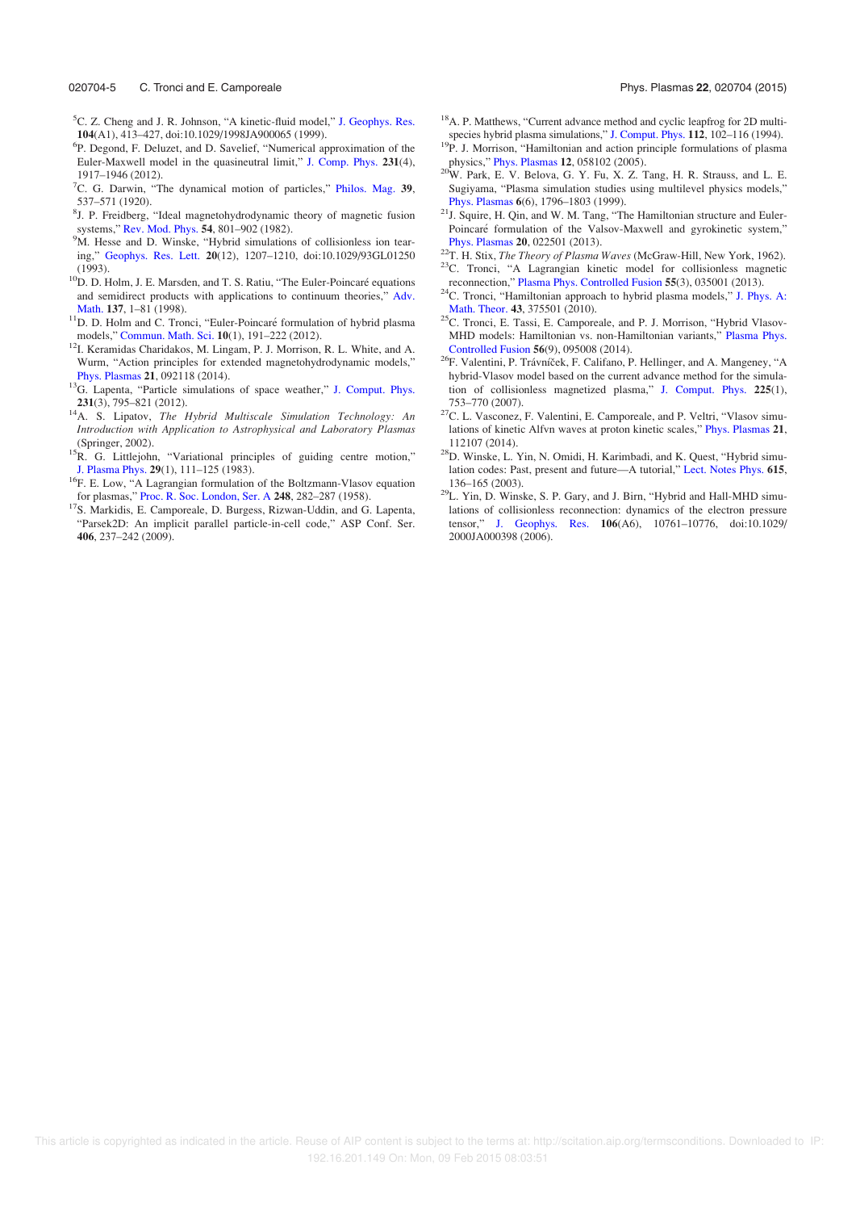[5] C. Z. Cheng and J. R. Johnson, "A kinetic-fluid model," J. Geophys. Res. **104**(A1), 413–427, doi:10.1029/1998JA900065 (1999).

[6] P. Degond, F. Deluzet, and D. Savelief, "Numerical approximation of the Euler-Maxwell model in the quasineutral limit," J. Comp. Phys. **231**(4), 1917–1946 (2012).

[7] C. G. Darwin, "The dynamical motion of particles," Philos. Mag. **39**, 537–571 (1920).

[8] J. P. Freidberg, "Ideal magnetohydrodynamic theory of magnetic fusion systems," Rev. Mod. Phys. **54**, 801–902 (1982).

[9] M. Hesse and D. Winske, "Hybrid simulations of collisionless ion tearing," Geophys. Res. Lett. **20**(12), 1207–1210, doi:10.1029/93GL01250 (1993).

[10] D. D. Holm, J. E. Marsden, and T. S. Ratiu, "The Euler-Poincaré equations and semidirect products with applications to continuum theories," Adv. Math. **137**, 1–81 (1998).

[11] D. D. Holm and C. Tronci, "Euler-Poincaré formulation of hybrid plasma models," Commun. Math. Sci. **10**(1), 191–222 (2012).

[12] I. Keramidas Charidakos, M. Lingam, P. J. Morrison, R. L. White, and A. Wurm, "Action principles for extended magnetohydrodynamic models," Phys. Plasmas **21**, 092118 (2014).

[13] G. Lapenta, "Particle simulations of space weather," J. Comput. Phys. **231**(3), 795–821 (2012).

[14] A. S. Lipatov, *The Hybrid Multiscale Simulation Technology: An Introduction with Application to Astrophysical and Laboratory Plasmas* (Springer, 2002).

[15] R. G. Littlejohn, "Variational principles of guiding centre motion," J. Plasma Phys. **29**(1), 111–125 (1983).

[16] F. E. Low, "A Lagrangian formulation of the Boltzmann-Vlasov equation for plasmas," Proc. R. Soc. London, Ser. A **248**, 282–287 (1958).

[17] S. Markidis, E. Camporeale, D. Burgess, Rizwan-Uddin, and G. Lapenta, "Parsek2D: An implicit parallel particle-in-cell code," ASP Conf. Ser. **406**, 237–242 (2009).

[18] A. P. Matthews, "Current advance method and cyclic leapfrog for 2D multispecies hybrid plasma simulations," J. Comput. Phys. **112**, 102–116 (1994).

[19] P. J. Morrison, "Hamiltonian and action principle formulations of plasma physics," Phys. Plasmas **12**, 058102 (2005).

[20] W. Park, E. V. Belova, G. Y. Fu, X. Z. Tang, H. R. Strauss, and L. E. Sugiyama, "Plasma simulation studies using multilevel physics models," Phys. Plasmas **6**(6), 1796–1803 (1999).

[21] J. Squire, H. Qin, and W. M. Tang, "The Hamiltonian structure and Euler-Poincaré formulation of the Valsov-Maxwell and gyrokinetic system," Phys. Plasmas **20**, 022501 (2013).

[22] T. H. Stix, *The Theory of Plasma Waves* (McGraw-Hill, New York, 1962).

[23] C. Tronci, "A Lagrangian kinetic model for collisionless magnetic reconnection," Plasma Phys. Controlled Fusion **55**(3), 035001 (2013).

[24] C. Tronci, "Hamiltonian approach to hybrid plasma models," J. Phys. A: Math. Theor. **43**, 375501 (2010).

[25] C. Tronci, E. Tassi, E. Camporeale, and P. J. Morrison, "Hybrid Vlasov-MHD models: Hamiltonian vs. non-Hamiltonian variants," Plasma Phys. Controlled Fusion **56**(9), 095008 (2014).

[26] F. Valentini, P. Trávníček, F. Califano, P. Hellinger, and A. Mangeney, "A hybrid-Vlasov model based on the current advance method for the simulation of collisionless magnetized plasma," J. Comput. Phys. **225**(1), 753–770 (2007).

[27] C. L. Vasconez, F. Valentini, E. Camporeale, and P. Veltri, "Vlasov simulations of kinetic Alfvn waves at proton kinetic scales," Phys. Plasmas **21**, 112107 (2014).

[28] D. Winske, L. Yin, N. Omidi, H. Karimbadi, and K. Quest, "Hybrid simulation codes: Past, present and future—A tutorial," Lect. Notes Phys. **615**, 136–165 (2003).

[29] L. Yin, D. Winske, S. P. Gary, and J. Birn, "Hybrid and Hall-MHD simulations of collisionless reconnection: dynamics of the electron pressure tensor," J. Geophys. Res. **106**(A6), 10761–10776, doi:10.1029/2000JA000398 (2006).